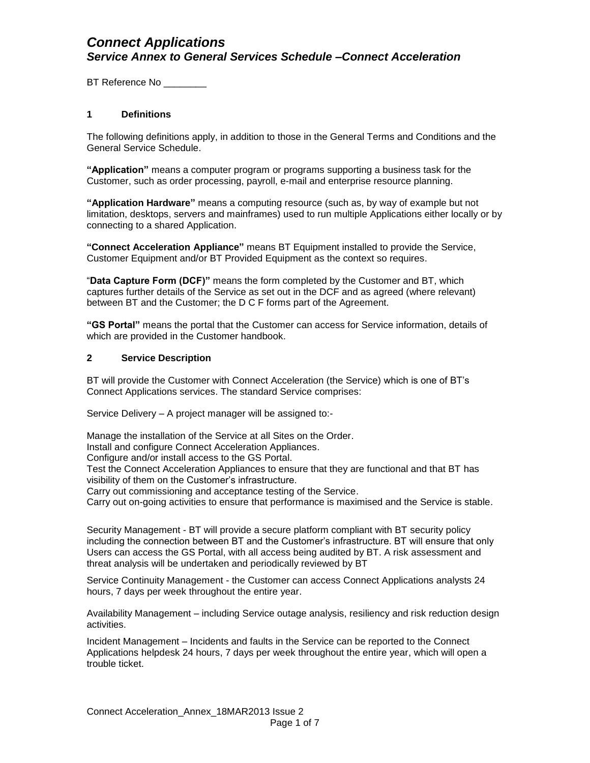# *Connect Applications*

## *Service Annex to General Services Schedule –Connect Acceleration*

BT Reference No ________

### 1 Definitions

The following definitions apply, in addition to those in the General Terms and Conditions and the General Service Schedule.

**"Application"** means a computer program or programs supporting a business task for the Customer, such as order processing, payroll, e-mail and enterprise resource planning.

**"Application Hardware"** means a computing resource (such as, by way of example but not limitation, desktops, servers and mainframes) used to run multiple Applications either locally or by connecting to a shared Application.

**"Connect Acceleration Appliance"** means BT Equipment installed to provide the Service, Customer Equipment and/or BT Provided Equipment as the context so requires.

"**Data Capture Form (DCF)"** means the form completed by the Customer and BT, which captures further details of the Service as set out in the DCF and as agreed (where relevant) between BT and the Customer; the D C F forms part of the Agreement.

**"GS Portal"** means the portal that the Customer can access for Service information, details of which are provided in the Customer handbook.

### 2 Service Description

BT will provide the Customer with Connect Acceleration (the Service) which is one of BT's Connect Applications services. The standard Service comprises:

Service Delivery – A project manager will be assigned to:-

Manage the installation of the Service at all Sites on the Order.
Install and configure Connect Acceleration Appliances.
Configure and/or install access to the GS Portal.
Test the Connect Acceleration Appliances to ensure that they are functional and that BT has visibility of them on the Customer's infrastructure.
Carry out commissioning and acceptance testing of the Service.
Carry out on-going activities to ensure that performance is maximised and the Service is stable.

Security Management - BT will provide a secure platform compliant with BT security policy including the connection between BT and the Customer's infrastructure. BT will ensure that only Users can access the GS Portal, with all access being audited by BT. A risk assessment and threat analysis will be undertaken and periodically reviewed by BT

Service Continuity Management - the Customer can access Connect Applications analysts 24 hours, 7 days per week throughout the entire year.

Availability Management – including Service outage analysis, resiliency and risk reduction design activities.

Incident Management – Incidents and faults in the Service can be reported to the Connect Applications helpdesk 24 hours, 7 days per week throughout the entire year, which will open a trouble ticket.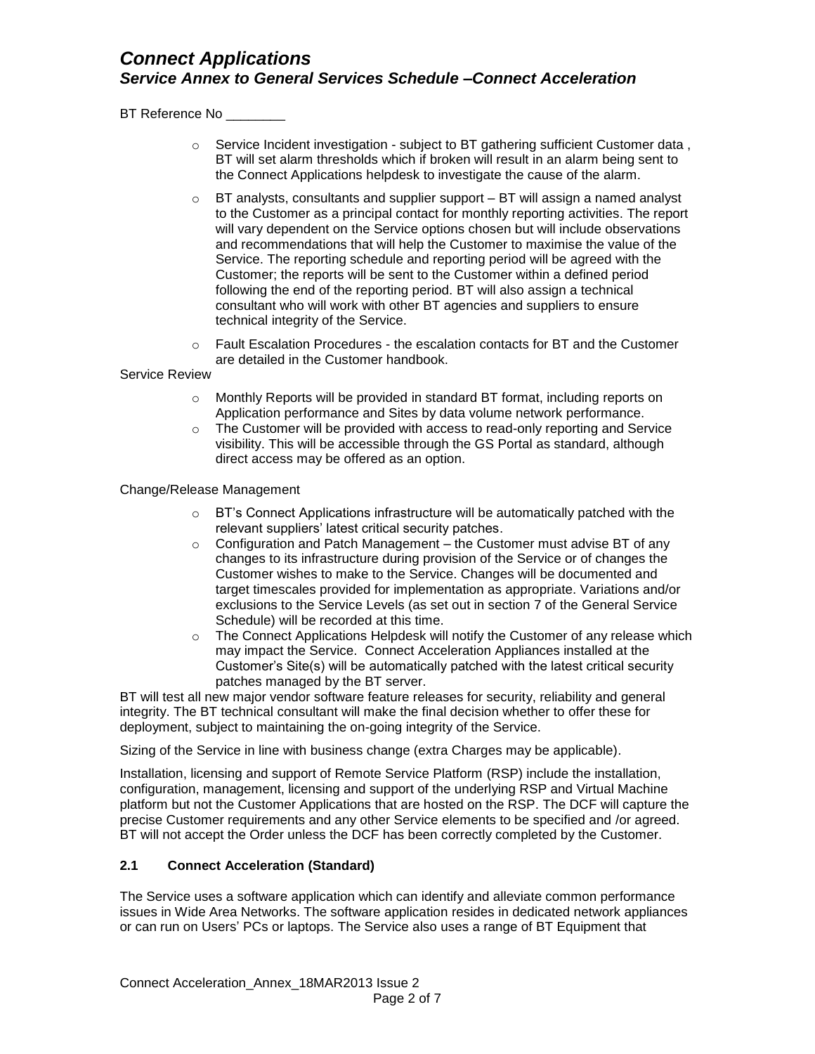BT Reference No ________

- Service Incident investigation - subject to BT gathering sufficient Customer data , BT will set alarm thresholds which if broken will result in an alarm being sent to the Connect Applications helpdesk to investigate the cause of the alarm.
- BT analysts, consultants and supplier support – BT will assign a named analyst to the Customer as a principal contact for monthly reporting activities. The report will vary dependent on the Service options chosen but will include observations and recommendations that will help the Customer to maximise the value of the Service. The reporting schedule and reporting period will be agreed with the Customer; the reports will be sent to the Customer within a defined period following the end of the reporting period. BT will also assign a technical consultant who will work with other BT agencies and suppliers to ensure technical integrity of the Service.
- Fault Escalation Procedures - the escalation contacts for BT and the Customer are detailed in the Customer handbook.

Service Review

- Monthly Reports will be provided in standard BT format, including reports on Application performance and Sites by data volume network performance.
- The Customer will be provided with access to read-only reporting and Service visibility. This will be accessible through the GS Portal as standard, although direct access may be offered as an option.

Change/Release Management

- BT's Connect Applications infrastructure will be automatically patched with the relevant suppliers' latest critical security patches.
- Configuration and Patch Management – the Customer must advise BT of any changes to its infrastructure during provision of the Service or of changes the Customer wishes to make to the Service. Changes will be documented and target timescales provided for implementation as appropriate. Variations and/or exclusions to the Service Levels (as set out in section 7 of the General Service Schedule) will be recorded at this time.
- The Connect Applications Helpdesk will notify the Customer of any release which may impact the Service. Connect Acceleration Appliances installed at the Customer's Site(s) will be automatically patched with the latest critical security patches managed by the BT server.

BT will test all new major vendor software feature releases for security, reliability and general integrity. The BT technical consultant will make the final decision whether to offer these for deployment, subject to maintaining the on-going integrity of the Service.

Sizing of the Service in line with business change (extra Charges may be applicable).

Installation, licensing and support of Remote Service Platform (RSP) include the installation, configuration, management, licensing and support of the underlying RSP and Virtual Machine platform but not the Customer Applications that are hosted on the RSP. The DCF will capture the precise Customer requirements and any other Service elements to be specified and /or agreed. BT will not accept the Order unless the DCF has been correctly completed by the Customer.

### 2.1 Connect Acceleration (Standard)

The Service uses a software application which can identify and alleviate common performance issues in Wide Area Networks. The software application resides in dedicated network appliances or can run on Users' PCs or laptops. The Service also uses a range of BT Equipment that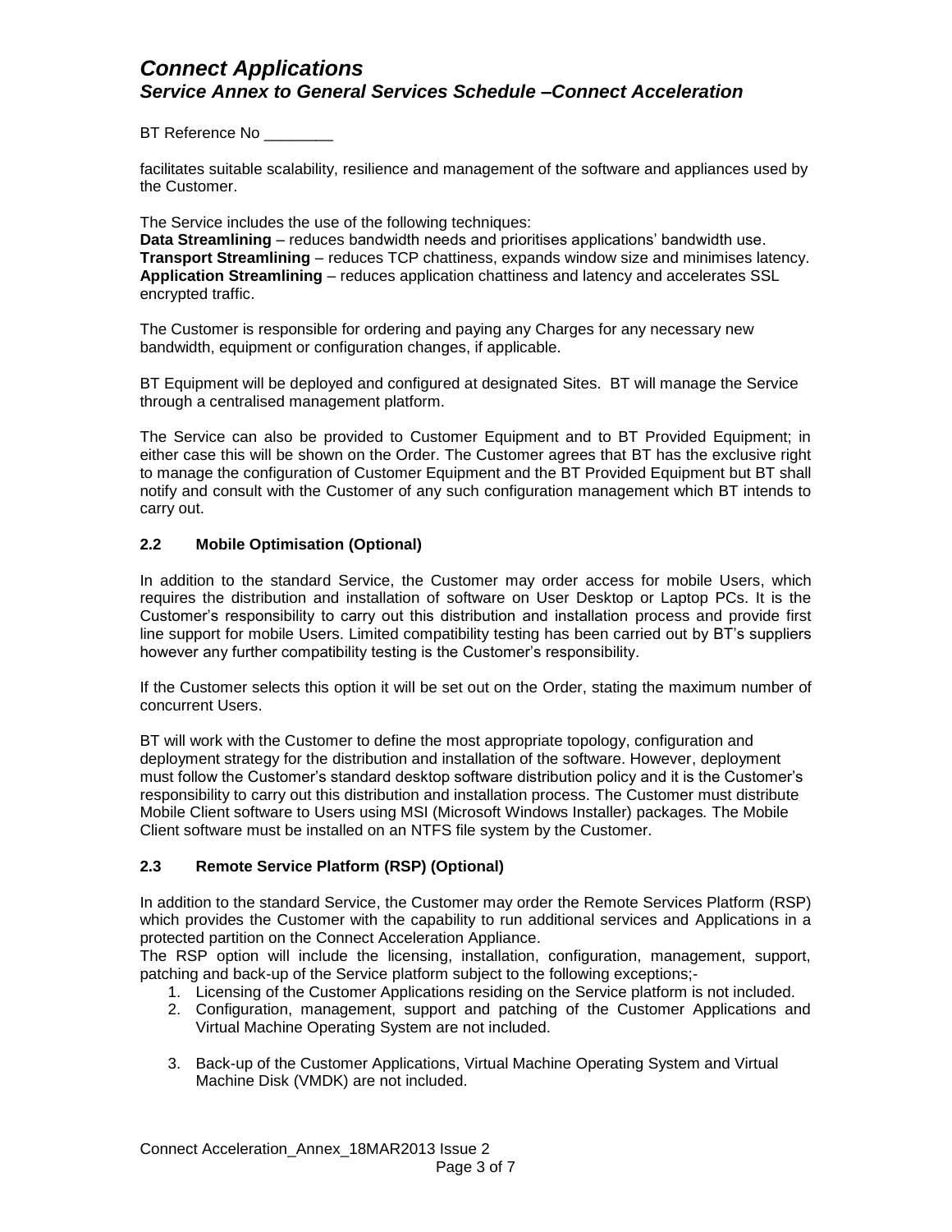facilitates suitable scalability, resilience and management of the software and appliances used by the Customer.

The Service includes the use of the following techniques:
**Data Streamlining** – reduces bandwidth needs and prioritises applications' bandwidth use.
**Transport Streamlining** – reduces TCP chattiness, expands window size and minimises latency.
**Application Streamlining** – reduces application chattiness and latency and accelerates SSL encrypted traffic.

The Customer is responsible for ordering and paying any Charges for any necessary new bandwidth, equipment or configuration changes, if applicable.

BT Equipment will be deployed and configured at designated Sites. BT will manage the Service through a centralised management platform.

The Service can also be provided to Customer Equipment and to BT Provided Equipment; in either case this will be shown on the Order. The Customer agrees that BT has the exclusive right to manage the configuration of Customer Equipment and the BT Provided Equipment but BT shall notify and consult with the Customer of any such configuration management which BT intends to carry out.

### 2.2 Mobile Optimisation (Optional)

In addition to the standard Service, the Customer may order access for mobile Users, which requires the distribution and installation of software on User Desktop or Laptop PCs. It is the Customer's responsibility to carry out this distribution and installation process and provide first line support for mobile Users. Limited compatibility testing has been carried out by BT's suppliers however any further compatibility testing is the Customer's responsibility.

If the Customer selects this option it will be set out on the Order, stating the maximum number of concurrent Users.

BT will work with the Customer to define the most appropriate topology, configuration and deployment strategy for the distribution and installation of the software. However, deployment must follow the Customer's standard desktop software distribution policy and it is the Customer's responsibility to carry out this distribution and installation process. The Customer must distribute Mobile Client software to Users using MSI (Microsoft Windows Installer) packages. The Mobile Client software must be installed on an NTFS file system by the Customer.

### 2.3 Remote Service Platform (RSP) (Optional)

In addition to the standard Service, the Customer may order the Remote Services Platform (RSP) which provides the Customer with the capability to run additional services and Applications in a protected partition on the Connect Acceleration Appliance.
The RSP option will include the licensing, installation, configuration, management, support, patching and back-up of the Service platform subject to the following exceptions;-

1. Licensing of the Customer Applications residing on the Service platform is not included.
2. Configuration, management, support and patching of the Customer Applications and Virtual Machine Operating System are not included.
3. Back-up of the Customer Applications, Virtual Machine Operating System and Virtual Machine Disk (VMDK) are not included.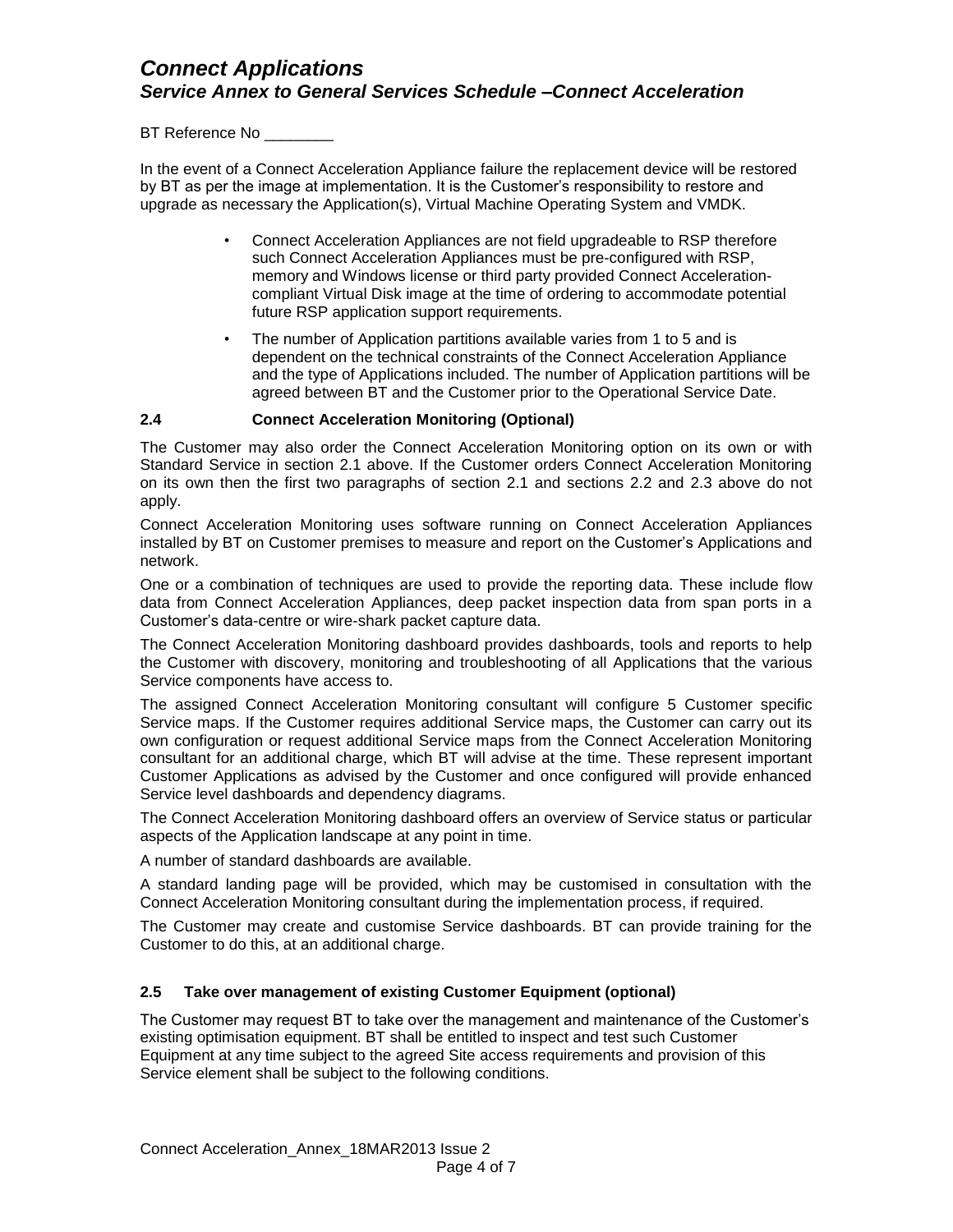BT Reference No ________

In the event of a Connect Acceleration Appliance failure the replacement device will be restored by BT as per the image at implementation. It is the Customer's responsibility to restore and upgrade as necessary the Application(s), Virtual Machine Operating System and VMDK.

- Connect Acceleration Appliances are not field upgradeable to RSP therefore such Connect Acceleration Appliances must be pre-configured with RSP, memory and Windows license or third party provided Connect Acceleration-compliant Virtual Disk image at the time of ordering to accommodate potential future RSP application support requirements.
- The number of Application partitions available varies from 1 to 5 and is dependent on the technical constraints of the Connect Acceleration Appliance and the type of Applications included. The number of Application partitions will be agreed between BT and the Customer prior to the Operational Service Date.

### 2.4 Connect Acceleration Monitoring (Optional)

The Customer may also order the Connect Acceleration Monitoring option on its own or with Standard Service in section 2.1 above. If the Customer orders Connect Acceleration Monitoring on its own then the first two paragraphs of section 2.1 and sections 2.2 and 2.3 above do not apply.

Connect Acceleration Monitoring uses software running on Connect Acceleration Appliances installed by BT on Customer premises to measure and report on the Customer's Applications and network.

One or a combination of techniques are used to provide the reporting data. These include flow data from Connect Acceleration Appliances, deep packet inspection data from span ports in a Customer's data-centre or wire-shark packet capture data.

The Connect Acceleration Monitoring dashboard provides dashboards, tools and reports to help the Customer with discovery, monitoring and troubleshooting of all Applications that the various Service components have access to.

The assigned Connect Acceleration Monitoring consultant will configure 5 Customer specific Service maps. If the Customer requires additional Service maps, the Customer can carry out its own configuration or request additional Service maps from the Connect Acceleration Monitoring consultant for an additional charge, which BT will advise at the time. These represent important Customer Applications as advised by the Customer and once configured will provide enhanced Service level dashboards and dependency diagrams.

The Connect Acceleration Monitoring dashboard offers an overview of Service status or particular aspects of the Application landscape at any point in time.

A number of standard dashboards are available.

A standard landing page will be provided, which may be customised in consultation with the Connect Acceleration Monitoring consultant during the implementation process, if required.

The Customer may create and customise Service dashboards. BT can provide training for the Customer to do this, at an additional charge.

### 2.5 Take over management of existing Customer Equipment (optional)

The Customer may request BT to take over the management and maintenance of the Customer's existing optimisation equipment. BT shall be entitled to inspect and test such Customer Equipment at any time subject to the agreed Site access requirements and provision of this Service element shall be subject to the following conditions.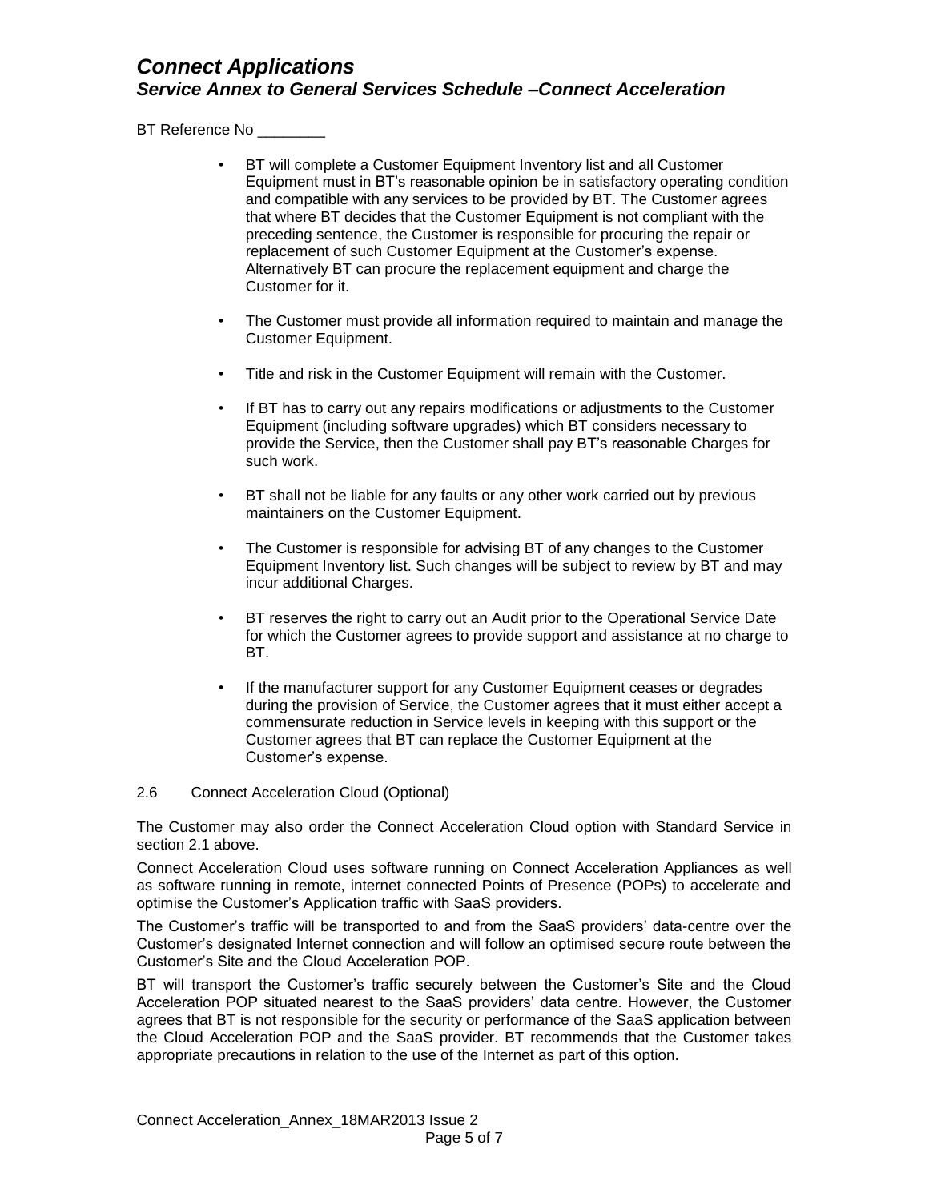- BT will complete a Customer Equipment Inventory list and all Customer Equipment must in BT's reasonable opinion be in satisfactory operating condition and compatible with any services to be provided by BT. The Customer agrees that where BT decides that the Customer Equipment is not compliant with the preceding sentence, the Customer is responsible for procuring the repair or replacement of such Customer Equipment at the Customer's expense. Alternatively BT can procure the replacement equipment and charge the Customer for it.

- The Customer must provide all information required to maintain and manage the Customer Equipment.

- Title and risk in the Customer Equipment will remain with the Customer.

- If BT has to carry out any repairs modifications or adjustments to the Customer Equipment (including software upgrades) which BT considers necessary to provide the Service, then the Customer shall pay BT's reasonable Charges for such work.

- BT shall not be liable for any faults or any other work carried out by previous maintainers on the Customer Equipment.

- The Customer is responsible for advising BT of any changes to the Customer Equipment Inventory list. Such changes will be subject to review by BT and may incur additional Charges.

- BT reserves the right to carry out an Audit prior to the Operational Service Date for which the Customer agrees to provide support and assistance at no charge to BT.

- If the manufacturer support for any Customer Equipment ceases or degrades during the provision of Service, the Customer agrees that it must either accept a commensurate reduction in Service levels in keeping with this support or the Customer agrees that BT can replace the Customer Equipment at the Customer's expense.

2.6 Connect Acceleration Cloud (Optional)

The Customer may also order the Connect Acceleration Cloud option with Standard Service in section 2.1 above.

Connect Acceleration Cloud uses software running on Connect Acceleration Appliances as well as software running in remote, internet connected Points of Presence (POPs) to accelerate and optimise the Customer's Application traffic with SaaS providers.

The Customer's traffic will be transported to and from the SaaS providers' data-centre over the Customer's designated Internet connection and will follow an optimised secure route between the Customer's Site and the Cloud Acceleration POP.

BT will transport the Customer's traffic securely between the Customer's Site and the Cloud Acceleration POP situated nearest to the SaaS providers' data centre. However, the Customer agrees that BT is not responsible for the security or performance of the SaaS application between the Cloud Acceleration POP and the SaaS provider. BT recommends that the Customer takes appropriate precautions in relation to the use of the Internet as part of this option.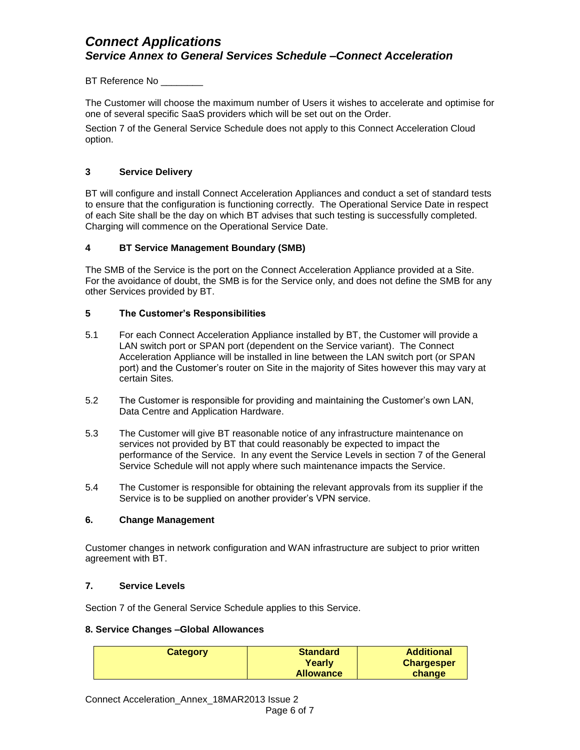BT Reference No ________

The Customer will choose the maximum number of Users it wishes to accelerate and optimise for one of several specific SaaS providers which will be set out on the Order.

Section 7 of the General Service Schedule does not apply to this Connect Acceleration Cloud option.

### 3 Service Delivery

BT will configure and install Connect Acceleration Appliances and conduct a set of standard tests to ensure that the configuration is functioning correctly. The Operational Service Date in respect of each Site shall be the day on which BT advises that such testing is successfully completed. Charging will commence on the Operational Service Date.

### 4 BT Service Management Boundary (SMB)

The SMB of the Service is the port on the Connect Acceleration Appliance provided at a Site. For the avoidance of doubt, the SMB is for the Service only, and does not define the SMB for any other Services provided by BT.

### 5 The Customer's Responsibilities

5.1 For each Connect Acceleration Appliance installed by BT, the Customer will provide a LAN switch port or SPAN port (dependent on the Service variant). The Connect Acceleration Appliance will be installed in line between the LAN switch port (or SPAN port) and the Customer's router on Site in the majority of Sites however this may vary at certain Sites.

5.2 The Customer is responsible for providing and maintaining the Customer's own LAN, Data Centre and Application Hardware.

5.3 The Customer will give BT reasonable notice of any infrastructure maintenance on services not provided by BT that could reasonably be expected to impact the performance of the Service. In any event the Service Levels in section 7 of the General Service Schedule will not apply where such maintenance impacts the Service.

5.4 The Customer is responsible for obtaining the relevant approvals from its supplier if the Service is to be supplied on another provider's VPN service.

### 6. Change Management

Customer changes in network configuration and WAN infrastructure are subject to prior written agreement with BT.

### 7. Service Levels

Section 7 of the General Service Schedule applies to this Service.

### 8. Service Changes –Global Allowances

| Category | Standard Yearly Allowance | Additional Chargesper change |
| --- | --- | --- |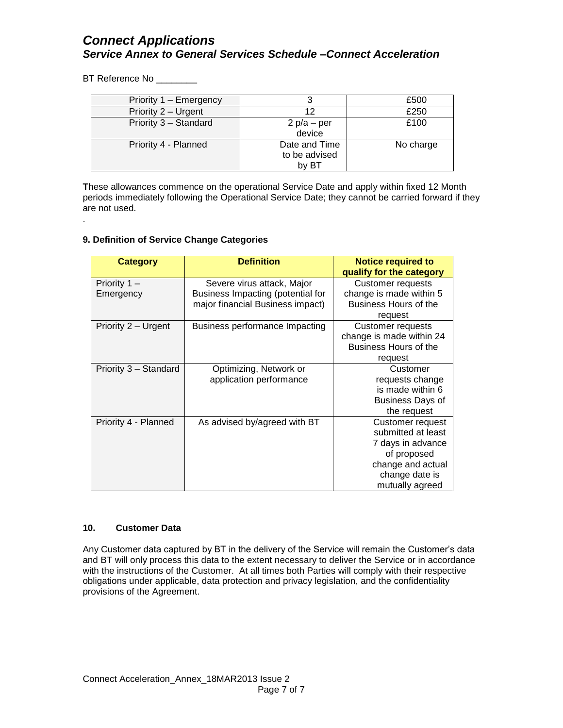BT Reference No ________

| | | |
|---|---|---|
| Priority 1 – Emergency | 3 | £500 |
| Priority 2 – Urgent | 12 | £250 |
| Priority 3 – Standard | 2 p/a – per device | £100 |
| Priority 4 - Planned | Date and Time to be advised by BT | No charge |

These allowances commence on the operational Service Date and apply within fixed 12 Month periods immediately following the Operational Service Date; they cannot be carried forward if they are not used.

.

### 9. Definition of Service Change Categories

| Category | Definition | Notice required to qualify for the category |
|---|---|---|
| Priority 1 – Emergency | Severe virus attack, Major Business Impacting (potential for major financial Business impact) | Customer requests change is made within 5 Business Hours of the request |
| Priority 2 – Urgent | Business performance Impacting | Customer requests change is made within 24 Business Hours of the request |
| Priority 3 – Standard | Optimizing, Network or application performance | Customer requests change is made within 6 Business Days of the request |
| Priority 4 - Planned | As advised by/agreed with BT | Customer request submitted at least 7 days in advance of proposed change and actual change date is mutually agreed |

### 10. Customer Data

Any Customer data captured by BT in the delivery of the Service will remain the Customer's data and BT will only process this data to the extent necessary to deliver the Service or in accordance with the instructions of the Customer. At all times both Parties will comply with their respective obligations under applicable, data protection and privacy legislation, and the confidentiality provisions of the Agreement.

Connect Acceleration_Annex_18MAR2013 Issue 2